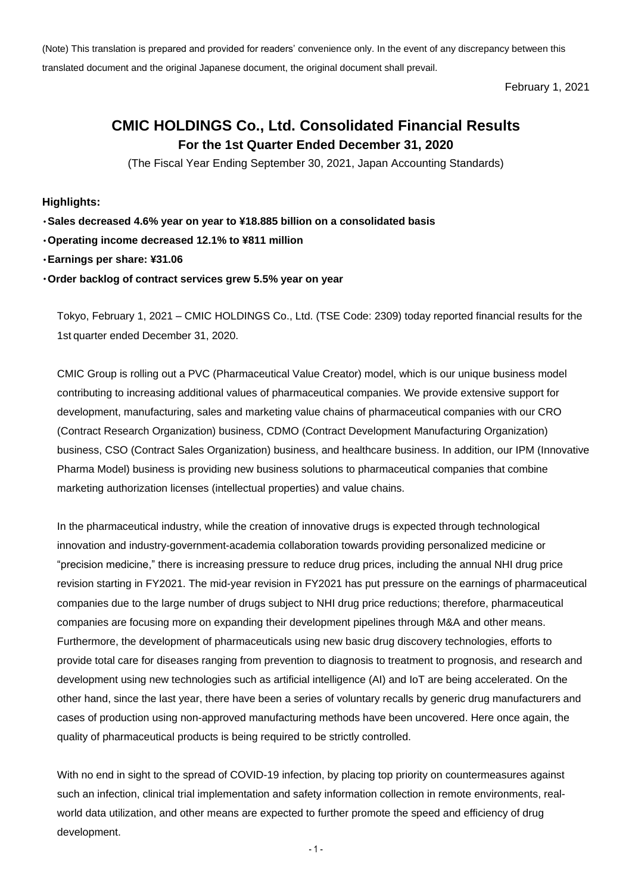(Note) This translation is prepared and provided for readers' convenience only. In the event of any discrepancy between this translated document and the original Japanese document, the original document shall prevail.

February 1, 2021

# CMIC HOLDINGS Co., Ltd. Consolidated Financial Results

## For the 1st Quarter Ended December 31, 2020

(The Fiscal Year Ending September 30, 2021, Japan Accounting Standards)

**Highlights:**

- **Sales decreased 4.6% year on year to ¥18.885 billion on a consolidated basis**
- **Operating income decreased 12.1% to ¥811 million**
- **Earnings per share: ¥31.06**
- **Order backlog of contract services grew 5.5% year on year**

Tokyo, February 1, 2021 – CMIC HOLDINGS Co., Ltd. (TSE Code: 2309) today reported financial results for the 1st quarter ended December 31, 2020.

CMIC Group is rolling out a PVC (Pharmaceutical Value Creator) model, which is our unique business model contributing to increasing additional values of pharmaceutical companies. We provide extensive support for development, manufacturing, sales and marketing value chains of pharmaceutical companies with our CRO (Contract Research Organization) business, CDMO (Contract Development Manufacturing Organization) business, CSO (Contract Sales Organization) business, and healthcare business. In addition, our IPM (Innovative Pharma Model) business is providing new business solutions to pharmaceutical companies that combine marketing authorization licenses (intellectual properties) and value chains.

In the pharmaceutical industry, while the creation of innovative drugs is expected through technological innovation and industry-government-academia collaboration towards providing personalized medicine or "precision medicine," there is increasing pressure to reduce drug prices, including the annual NHI drug price revision starting in FY2021. The mid-year revision in FY2021 has put pressure on the earnings of pharmaceutical companies due to the large number of drugs subject to NHI drug price reductions; therefore, pharmaceutical companies are focusing more on expanding their development pipelines through M&A and other means. Furthermore, the development of pharmaceuticals using new basic drug discovery technologies, efforts to provide total care for diseases ranging from prevention to diagnosis to treatment to prognosis, and research and development using new technologies such as artificial intelligence (AI) and IoT are being accelerated. On the other hand, since the last year, there have been a series of voluntary recalls by generic drug manufacturers and cases of production using non-approved manufacturing methods have been uncovered. Here once again, the quality of pharmaceutical products is being required to be strictly controlled.

With no end in sight to the spread of COVID-19 infection, by placing top priority on countermeasures against such an infection, clinical trial implementation and safety information collection in remote environments, real-world data utilization, and other means are expected to further promote the speed and efficiency of drug development.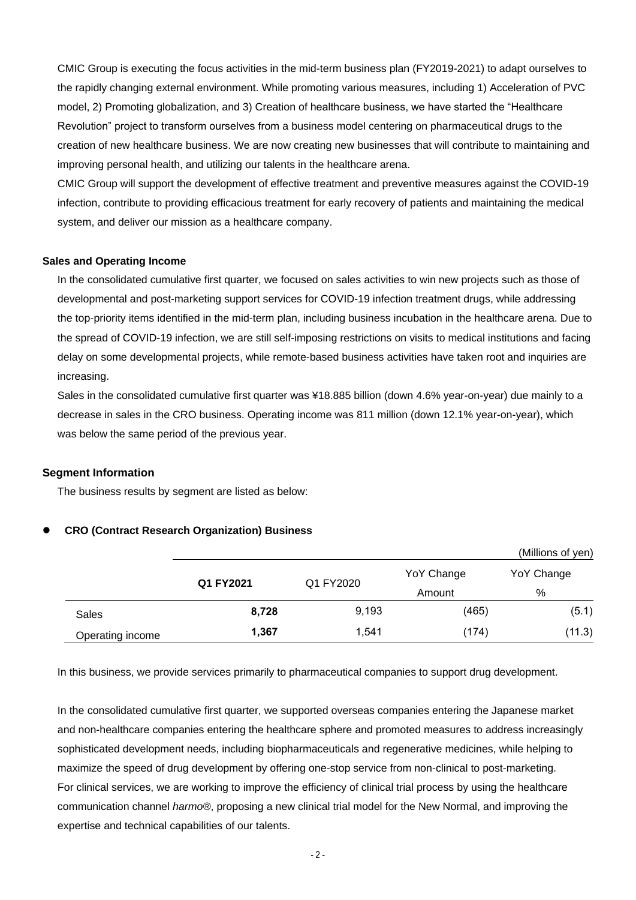CMIC Group is executing the focus activities in the mid-term business plan (FY2019-2021) to adapt ourselves to the rapidly changing external environment. While promoting various measures, including 1) Acceleration of PVC model, 2) Promoting globalization, and 3) Creation of healthcare business, we have started the "Healthcare Revolution" project to transform ourselves from a business model centering on pharmaceutical drugs to the creation of new healthcare business. We are now creating new businesses that will contribute to maintaining and improving personal health, and utilizing our talents in the healthcare arena.

CMIC Group will support the development of effective treatment and preventive measures against the COVID-19 infection, contribute to providing efficacious treatment for early recovery of patients and maintaining the medical system, and deliver our mission as a healthcare company.

**Sales and Operating Income**

In the consolidated cumulative first quarter, we focused on sales activities to win new projects such as those of developmental and post-marketing support services for COVID-19 infection treatment drugs, while addressing the top-priority items identified in the mid-term plan, including business incubation in the healthcare arena. Due to the spread of COVID-19 infection, we are still self-imposing restrictions on visits to medical institutions and facing delay on some developmental projects, while remote-based business activities have taken root and inquiries are increasing.

Sales in the consolidated cumulative first quarter was ¥18.885 billion (down 4.6% year-on-year) due mainly to a decrease in sales in the CRO business. Operating income was 811 million (down 12.1% year-on-year), which was below the same period of the previous year.

**Segment Information**

The business results by segment are listed as below:

- **CRO (Contract Research Organization) Business**

(Millions of yen)

| | Q1 FY2021 | Q1 FY2020 | YoY Change Amount | YoY Change % |
|---|---|---|---|---|
| Sales | **8,728** | 9,193 | (465) | (5.1) |
| Operating income | **1,367** | 1,541 | (174) | (11.3) |

In this business, we provide services primarily to pharmaceutical companies to support drug development.

In the consolidated cumulative first quarter, we supported overseas companies entering the Japanese market and non-healthcare companies entering the healthcare sphere and promoted measures to address increasingly sophisticated development needs, including biopharmaceuticals and regenerative medicines, while helping to maximize the speed of drug development by offering one-stop service from non-clinical to post-marketing.
For clinical services, we are working to improve the efficiency of clinical trial process by using the healthcare communication channel *harmo®*, proposing a new clinical trial model for the New Normal, and improving the expertise and technical capabilities of our talents.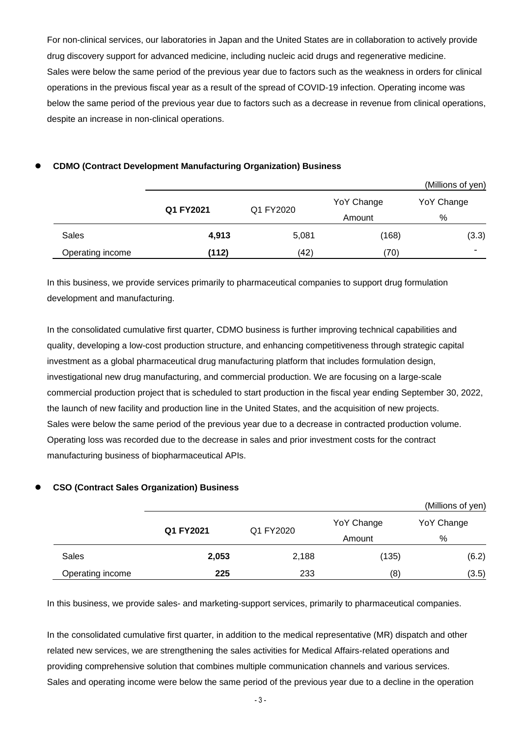For non-clinical services, our laboratories in Japan and the United States are in collaboration to actively provide drug discovery support for advanced medicine, including nucleic acid drugs and regenerative medicine.
Sales were below the same period of the previous year due to factors such as the weakness in orders for clinical operations in the previous fiscal year as a result of the spread of COVID-19 infection. Operating income was below the same period of the previous year due to factors such as a decrease in revenue from clinical operations, despite an increase in non-clinical operations.

- **CDMO (Contract Development Manufacturing Organization) Business**

(Millions of yen)

| | **Q1 FY2021** | Q1 FY2020 | YoY Change Amount | YoY Change % |
|---|---|---|---|---|
| Sales | **4,913** | 5,081 | (168) | (3.3) |
| Operating income | **(112)** | (42) | (70) | - |

In this business, we provide services primarily to pharmaceutical companies to support drug formulation development and manufacturing.

In the consolidated cumulative first quarter, CDMO business is further improving technical capabilities and quality, developing a low-cost production structure, and enhancing competitiveness through strategic capital investment as a global pharmaceutical drug manufacturing platform that includes formulation design, investigational new drug manufacturing, and commercial production. We are focusing on a large-scale commercial production project that is scheduled to start production in the fiscal year ending September 30, 2022, the launch of new facility and production line in the United States, and the acquisition of new projects.
Sales were below the same period of the previous year due to a decrease in contracted production volume.
Operating loss was recorded due to the decrease in sales and prior investment costs for the contract manufacturing business of biopharmaceutical APIs.

- **CSO (Contract Sales Organization) Business**

(Millions of yen)

| | **Q1 FY2021** | Q1 FY2020 | YoY Change Amount | YoY Change % |
|---|---|---|---|---|
| Sales | **2,053** | 2,188 | (135) | (6.2) |
| Operating income | **225** | 233 | (8) | (3.5) |

In this business, we provide sales- and marketing-support services, primarily to pharmaceutical companies.

In the consolidated cumulative first quarter, in addition to the medical representative (MR) dispatch and other related new services, we are strengthening the sales activities for Medical Affairs-related operations and providing comprehensive solution that combines multiple communication channels and various services.
Sales and operating income were below the same period of the previous year due to a decline in the operation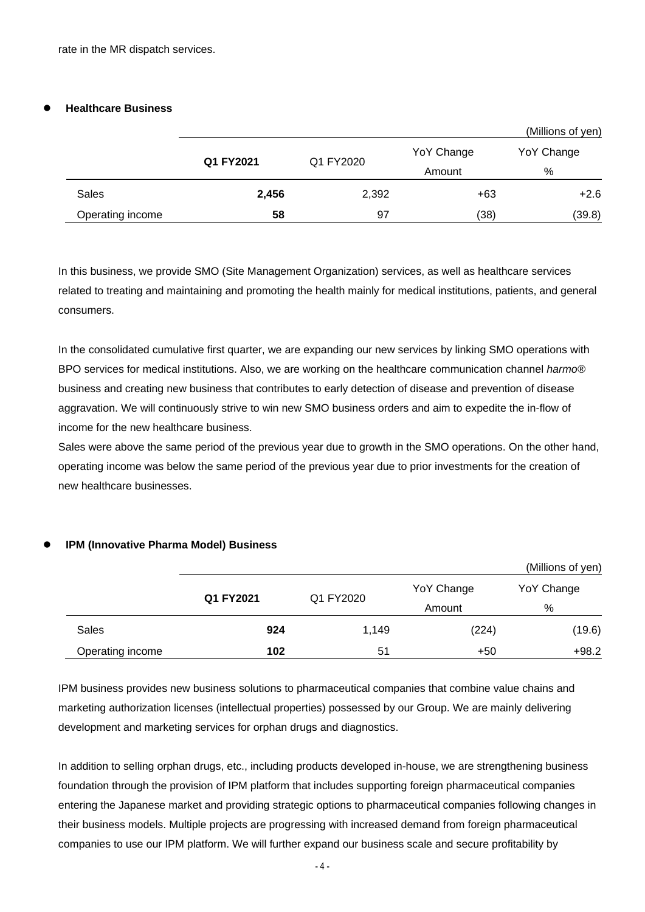rate in the MR dispatch services.

- **Healthcare Business**

(Millions of yen)

| | **Q1 FY2021** | Q1 FY2020 | YoY Change Amount | YoY Change % |
|---|---|---|---|---|
| Sales | **2,456** | 2,392 | +63 | +2.6 |
| Operating income | **58** | 97 | (38) | (39.8) |

In this business, we provide SMO (Site Management Organization) services, as well as healthcare services related to treating and maintaining and promoting the health mainly for medical institutions, patients, and general consumers.

In the consolidated cumulative first quarter, we are expanding our new services by linking SMO operations with BPO services for medical institutions. Also, we are working on the healthcare communication channel *harmo®* business and creating new business that contributes to early detection of disease and prevention of disease aggravation. We will continuously strive to win new SMO business orders and aim to expedite the in-flow of income for the new healthcare business.
Sales were above the same period of the previous year due to growth in the SMO operations. On the other hand, operating income was below the same period of the previous year due to prior investments for the creation of new healthcare businesses.

- **IPM (Innovative Pharma Model) Business**

(Millions of yen)

| | **Q1 FY2021** | Q1 FY2020 | YoY Change Amount | YoY Change % |
|---|---|---|---|---|
| Sales | **924** | 1,149 | (224) | (19.6) |
| Operating income | **102** | 51 | +50 | +98.2 |

IPM business provides new business solutions to pharmaceutical companies that combine value chains and marketing authorization licenses (intellectual properties) possessed by our Group. We are mainly delivering development and marketing services for orphan drugs and diagnostics.

In addition to selling orphan drugs, etc., including products developed in-house, we are strengthening business foundation through the provision of IPM platform that includes supporting foreign pharmaceutical companies entering the Japanese market and providing strategic options to pharmaceutical companies following changes in their business models. Multiple projects are progressing with increased demand from foreign pharmaceutical companies to use our IPM platform. We will further expand our business scale and secure profitability by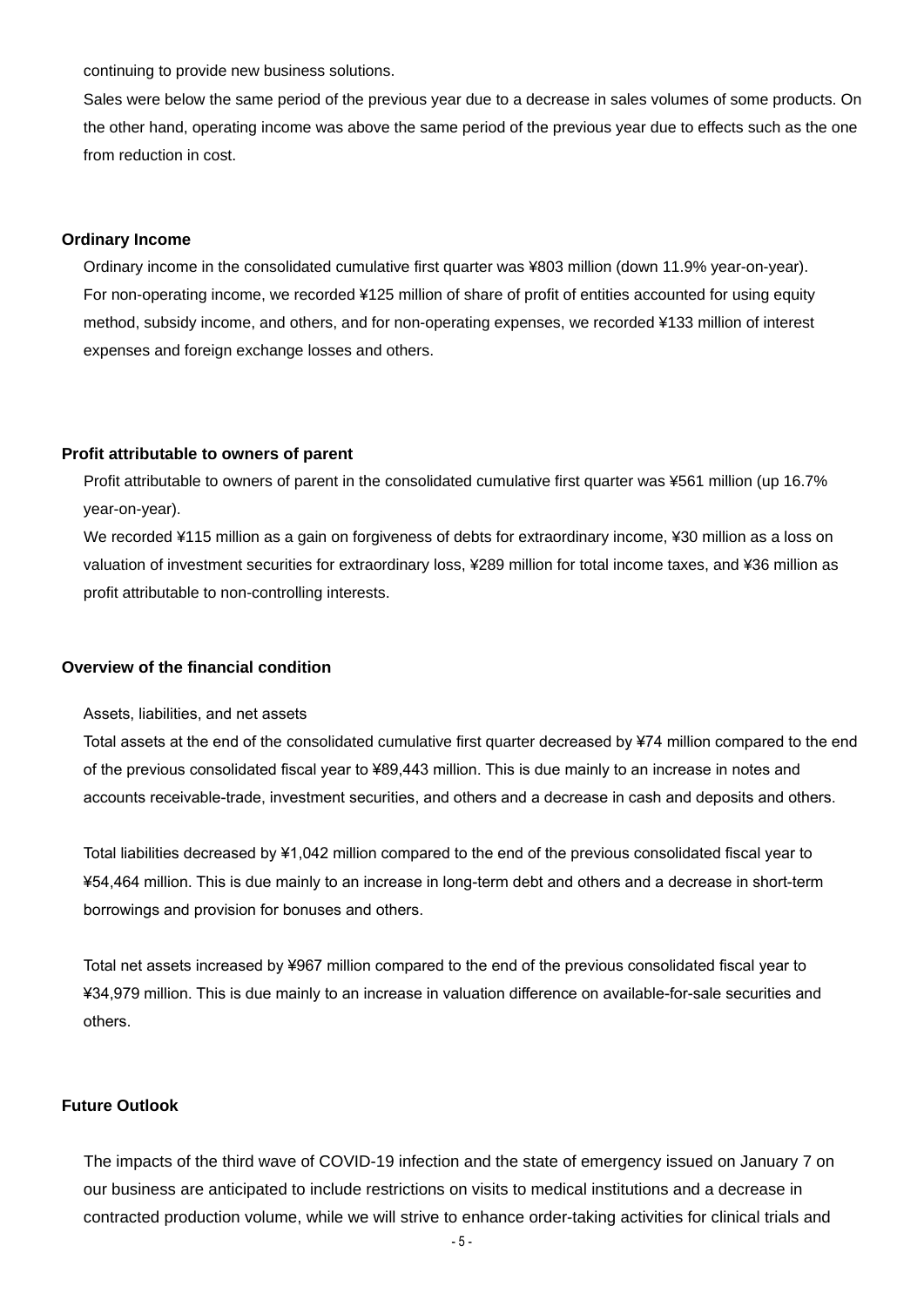continuing to provide new business solutions.

Sales were below the same period of the previous year due to a decrease in sales volumes of some products. On the other hand, operating income was above the same period of the previous year due to effects such as the one from reduction in cost.

**Ordinary Income**

Ordinary income in the consolidated cumulative first quarter was ¥803 million (down 11.9% year-on-year). For non-operating income, we recorded ¥125 million of share of profit of entities accounted for using equity method, subsidy income, and others, and for non-operating expenses, we recorded ¥133 million of interest expenses and foreign exchange losses and others.

**Profit attributable to owners of parent**

Profit attributable to owners of parent in the consolidated cumulative first quarter was ¥561 million (up 16.7% year-on-year).

We recorded ¥115 million as a gain on forgiveness of debts for extraordinary income, ¥30 million as a loss on valuation of investment securities for extraordinary loss, ¥289 million for total income taxes, and ¥36 million as profit attributable to non-controlling interests.

**Overview of the financial condition**

Assets, liabilities, and net assets

Total assets at the end of the consolidated cumulative first quarter decreased by ¥74 million compared to the end of the previous consolidated fiscal year to ¥89,443 million. This is due mainly to an increase in notes and accounts receivable-trade, investment securities, and others and a decrease in cash and deposits and others.

Total liabilities decreased by ¥1,042 million compared to the end of the previous consolidated fiscal year to ¥54,464 million. This is due mainly to an increase in long-term debt and others and a decrease in short-term borrowings and provision for bonuses and others.

Total net assets increased by ¥967 million compared to the end of the previous consolidated fiscal year to ¥34,979 million. This is due mainly to an increase in valuation difference on available-for-sale securities and others.

**Future Outlook**

The impacts of the third wave of COVID-19 infection and the state of emergency issued on January 7 on our business are anticipated to include restrictions on visits to medical institutions and a decrease in contracted production volume, while we will strive to enhance order-taking activities for clinical trials and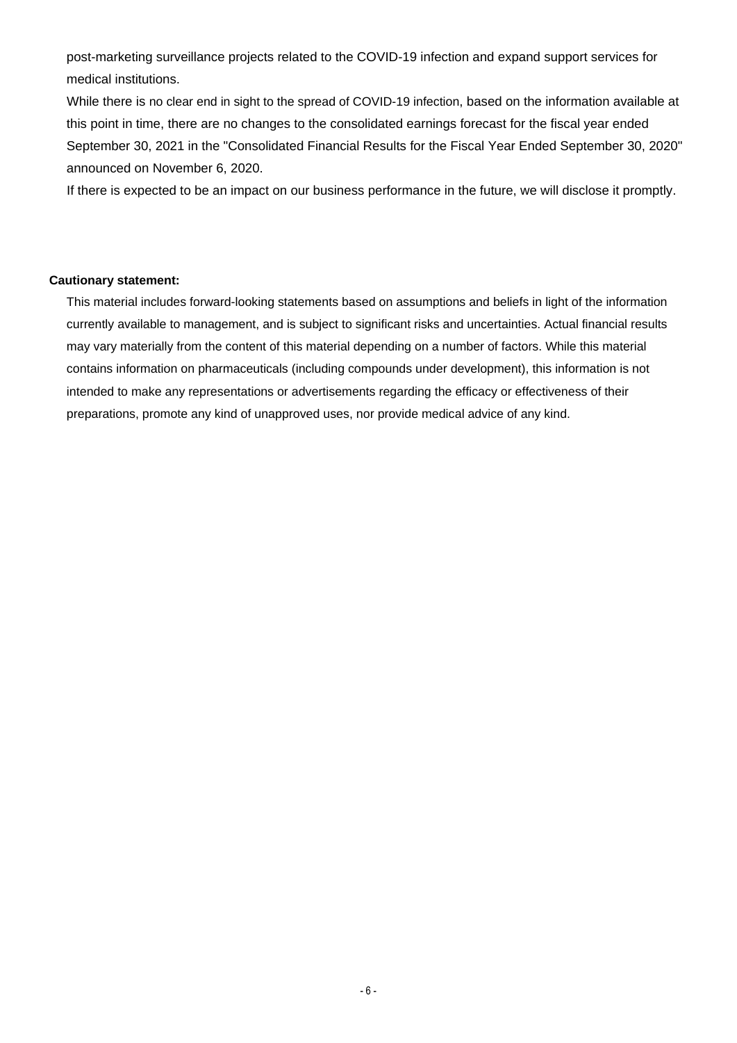post-marketing surveillance projects related to the COVID-19 infection and expand support services for medical institutions.

While there is no clear end in sight to the spread of COVID-19 infection, based on the information available at this point in time, there are no changes to the consolidated earnings forecast for the fiscal year ended September 30, 2021 in the "Consolidated Financial Results for the Fiscal Year Ended September 30, 2020" announced on November 6, 2020.

If there is expected to be an impact on our business performance in the future, we will disclose it promptly.

**Cautionary statement:**

This material includes forward-looking statements based on assumptions and beliefs in light of the information currently available to management, and is subject to significant risks and uncertainties. Actual financial results may vary materially from the content of this material depending on a number of factors. While this material contains information on pharmaceuticals (including compounds under development), this information is not intended to make any representations or advertisements regarding the efficacy or effectiveness of their preparations, promote any kind of unapproved uses, nor provide medical advice of any kind.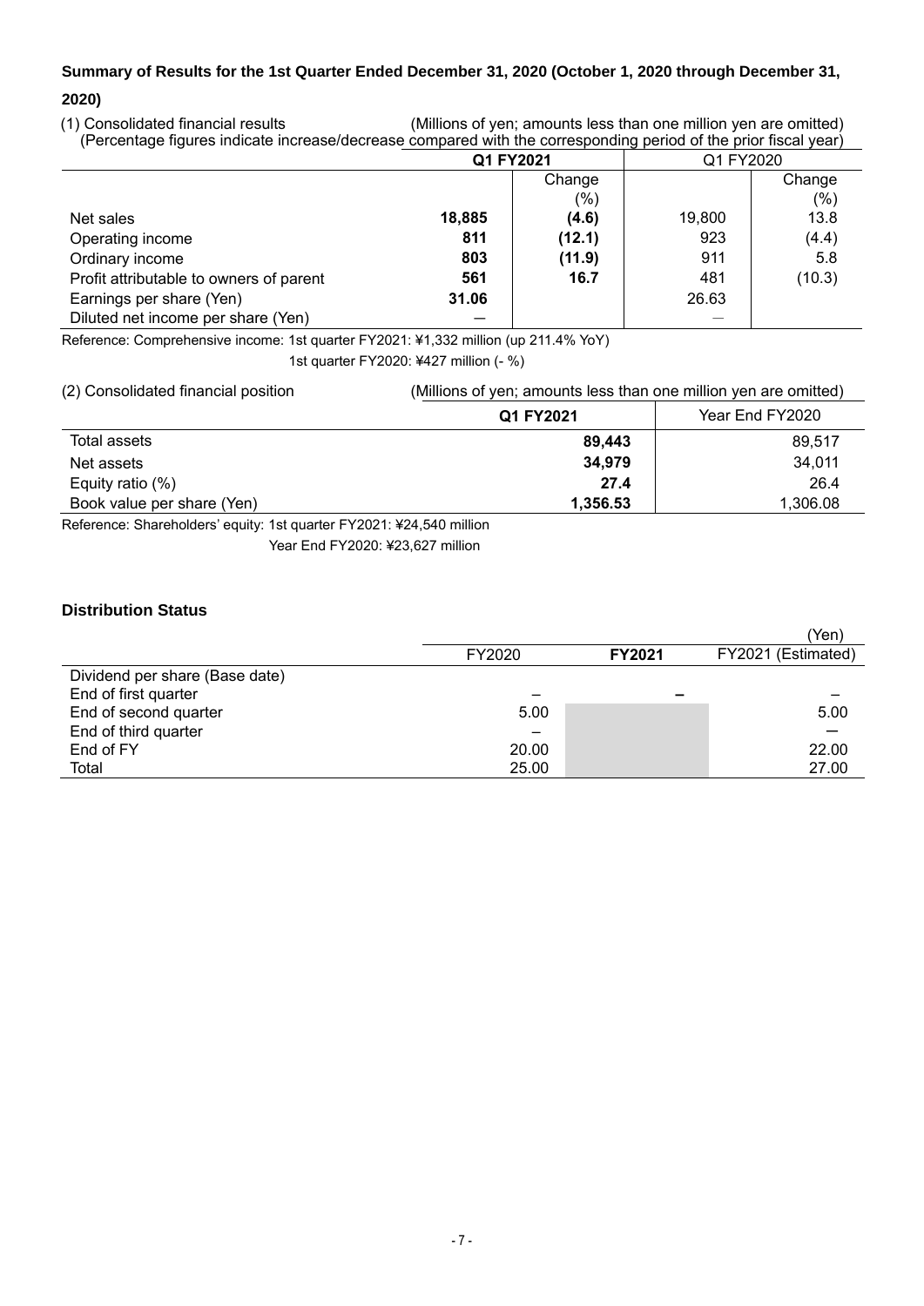**Summary of Results for the 1st Quarter Ended December 31, 2020 (October 1, 2020 through December 31, 2020)**

(1) Consolidated financial results (Millions of yen; amounts less than one million yen are omitted)
(Percentage figures indicate increase/decrease compared with the corresponding period of the prior fiscal year)

| | Q1 FY2021 | | Q1 FY2020 | |
|---|---|---|---|---|
| | | Change (%) | | Change (%) |
| Net sales | **18,885** | **(4.6)** | 19,800 | 13.8 |
| Operating income | **811** | **(12.1)** | 923 | (4.4) |
| Ordinary income | **803** | **(11.9)** | 911 | 5.8 |
| Profit attributable to owners of parent | **561** | **16.7** | 481 | (10.3) |
| Earnings per share (Yen) | **31.06** | | 26.63 | |
| Diluted net income per share (Yen) | ― | | ― | |

Reference: Comprehensive income: 1st quarter FY2021: ¥1,332 million (up 211.4% YoY)
1st quarter FY2020: ¥427 million (- %)

(2) Consolidated financial position (Millions of yen; amounts less than one million yen are omitted)

| | Q1 FY2021 | Year End FY2020 |
|---|---|---|
| Total assets | **89,443** | 89,517 |
| Net assets | **34,979** | 34,011 |
| Equity ratio (%) | **27.4** | 26.4 |
| Book value per share (Yen) | **1,356.53** | 1,306.08 |

Reference: Shareholders' equity: 1st quarter FY2021: ¥24,540 million
Year End FY2020: ¥23,627 million

**Distribution Status**

(Yen)

| | FY2020 | **FY2021** | FY2021 (Estimated) |
|---|---|---|---|
| Dividend per share (Base date) | | | |
| End of first quarter | – | **–** | |
| End of second quarter | 5.00 | | 5.00 |
| End of third quarter | – | | – |
| End of FY | 20.00 | | 22.00 |
| Total | 25.00 | | 27.00 |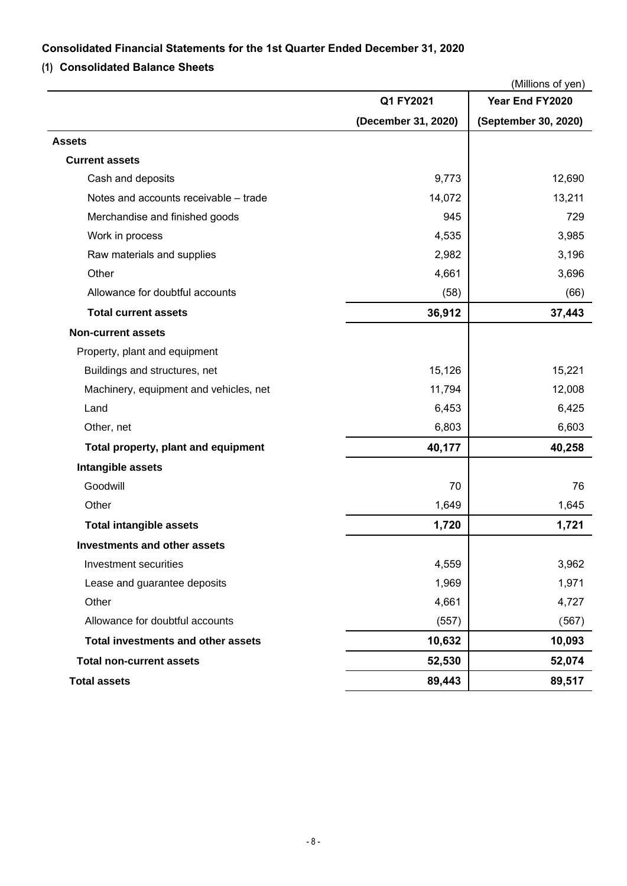## Consolidated Financial Statements for the 1st Quarter Ended December 31, 2020

### (1) Consolidated Balance Sheets

(Millions of yen)

| | Q1 FY2021 (December 31, 2020) | Year End FY2020 (September 30, 2020) |
|---|---|---|
| **Assets** | | |
| **Current assets** | | |
| Cash and deposits | 9,773 | 12,690 |
| Notes and accounts receivable – trade | 14,072 | 13,211 |
| Merchandise and finished goods | 945 | 729 |
| Work in process | 4,535 | 3,985 |
| Raw materials and supplies | 2,982 | 3,196 |
| Other | 4,661 | 3,696 |
| Allowance for doubtful accounts | (58) | (66) |
| **Total current assets** | **36,912** | **37,443** |
| **Non-current assets** | | |
| Property, plant and equipment | | |
| Buildings and structures, net | 15,126 | 15,221 |
| Machinery, equipment and vehicles, net | 11,794 | 12,008 |
| Land | 6,453 | 6,425 |
| Other, net | 6,803 | 6,603 |
| **Total property, plant and equipment** | **40,177** | **40,258** |
| **Intangible assets** | | |
| Goodwill | 70 | 76 |
| Other | 1,649 | 1,645 |
| **Total intangible assets** | **1,720** | **1,721** |
| **Investments and other assets** | | |
| Investment securities | 4,559 | 3,962 |
| Lease and guarantee deposits | 1,969 | 1,971 |
| Other | 4,661 | 4,727 |
| Allowance for doubtful accounts | (557) | (567) |
| **Total investments and other assets** | **10,632** | **10,093** |
| **Total non-current assets** | **52,530** | **52,074** |
| **Total assets** | **89,443** | **89,517** |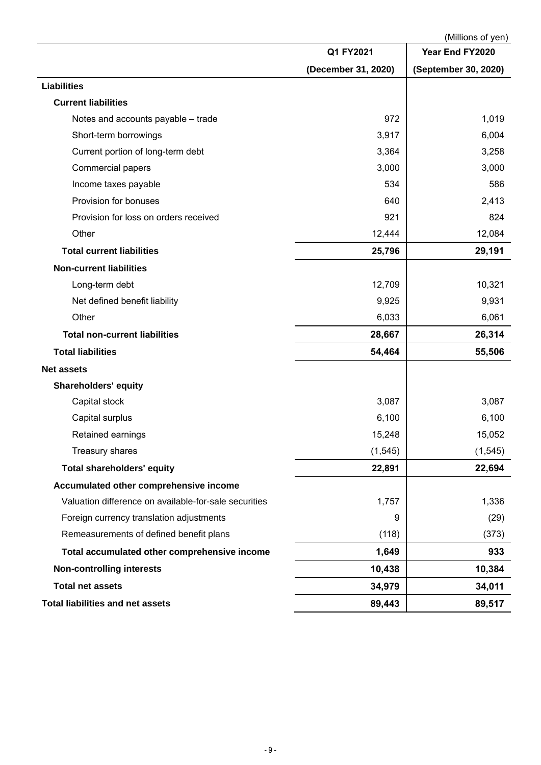(Millions of yen)

| | Q1 FY2021 (December 31, 2020) | Year End FY2020 (September 30, 2020) |
|---|---|---|
| **Liabilities** | | |
| **Current liabilities** | | |
| Notes and accounts payable – trade | 972 | 1,019 |
| Short-term borrowings | 3,917 | 6,004 |
| Current portion of long-term debt | 3,364 | 3,258 |
| Commercial papers | 3,000 | 3,000 |
| Income taxes payable | 534 | 586 |
| Provision for bonuses | 640 | 2,413 |
| Provision for loss on orders received | 921 | 824 |
| Other | 12,444 | 12,084 |
| **Total current liabilities** | **25,796** | **29,191** |
| **Non-current liabilities** | | |
| Long-term debt | 12,709 | 10,321 |
| Net defined benefit liability | 9,925 | 9,931 |
| Other | 6,033 | 6,061 |
| **Total non-current liabilities** | **28,667** | **26,314** |
| **Total liabilities** | **54,464** | **55,506** |
| **Net assets** | | |
| **Shareholders' equity** | | |
| Capital stock | 3,087 | 3,087 |
| Capital surplus | 6,100 | 6,100 |
| Retained earnings | 15,248 | 15,052 |
| Treasury shares | (1,545) | (1,545) |
| **Total shareholders' equity** | **22,891** | **22,694** |
| **Accumulated other comprehensive income** | | |
| Valuation difference on available-for-sale securities | 1,757 | 1,336 |
| Foreign currency translation adjustments | 9 | (29) |
| Remeasurements of defined benefit plans | (118) | (373) |
| **Total accumulated other comprehensive income** | **1,649** | **933** |
| **Non-controlling interests** | **10,438** | **10,384** |
| **Total net assets** | **34,979** | **34,011** |
| **Total liabilities and net assets** | **89,443** | **89,517** |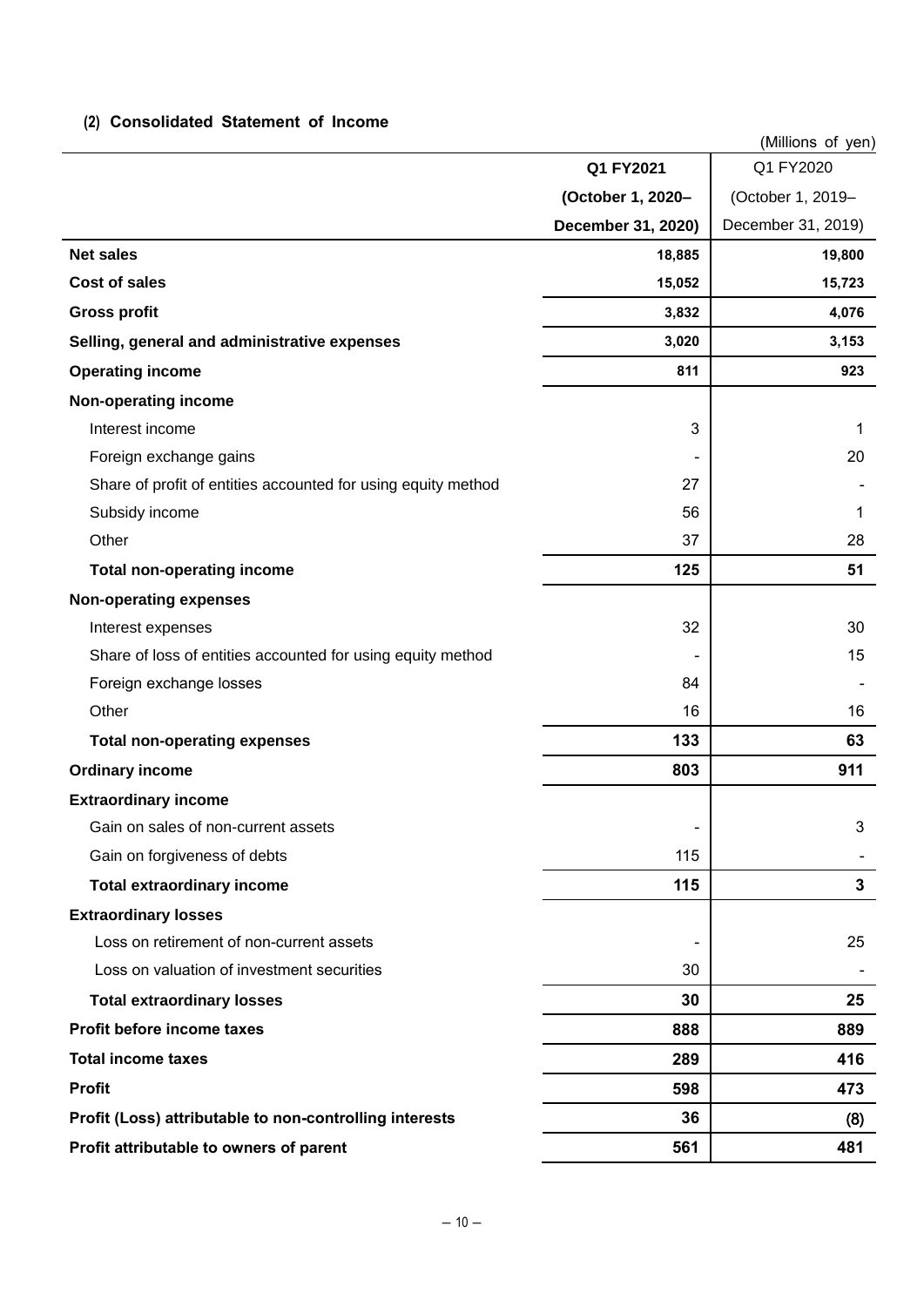### (2) Consolidated Statement of Income

(Millions of yen)

| | Q1 FY2021 (October 1, 2020– December 31, 2020) | Q1 FY2020 (October 1, 2019– December 31, 2019) |
|---|---|---|
| **Net sales** | 18,885 | 19,800 |
| **Cost of sales** | 15,052 | 15,723 |
| **Gross profit** | 3,832 | 4,076 |
| **Selling, general and administrative expenses** | 3,020 | 3,153 |
| **Operating income** | 811 | 923 |
| **Non-operating income** | | |
| Interest income | 3 | 1 |
| Foreign exchange gains | - | 20 |
| Share of profit of entities accounted for using equity method | 27 | - |
| Subsidy income | 56 | 1 |
| Other | 37 | 28 |
| **Total non-operating income** | 125 | 51 |
| **Non-operating expenses** | | |
| Interest expenses | 32 | 30 |
| Share of loss of entities accounted for using equity method | - | 15 |
| Foreign exchange losses | 84 | - |
| Other | 16 | 16 |
| **Total non-operating expenses** | 133 | 63 |
| **Ordinary income** | 803 | 911 |
| **Extraordinary income** | | |
| Gain on sales of non-current assets | - | 3 |
| Gain on forgiveness of debts | 115 | - |
| **Total extraordinary income** | 115 | 3 |
| **Extraordinary losses** | | |
| Loss on retirement of non-current assets | - | 25 |
| Loss on valuation of investment securities | 30 | - |
| **Total extraordinary losses** | 30 | 25 |
| **Profit before income taxes** | 888 | 889 |
| **Total income taxes** | 289 | 416 |
| **Profit** | 598 | 473 |
| **Profit (Loss) attributable to non-controlling interests** | 36 | (8) |
| **Profit attributable to owners of parent** | 561 | 481 |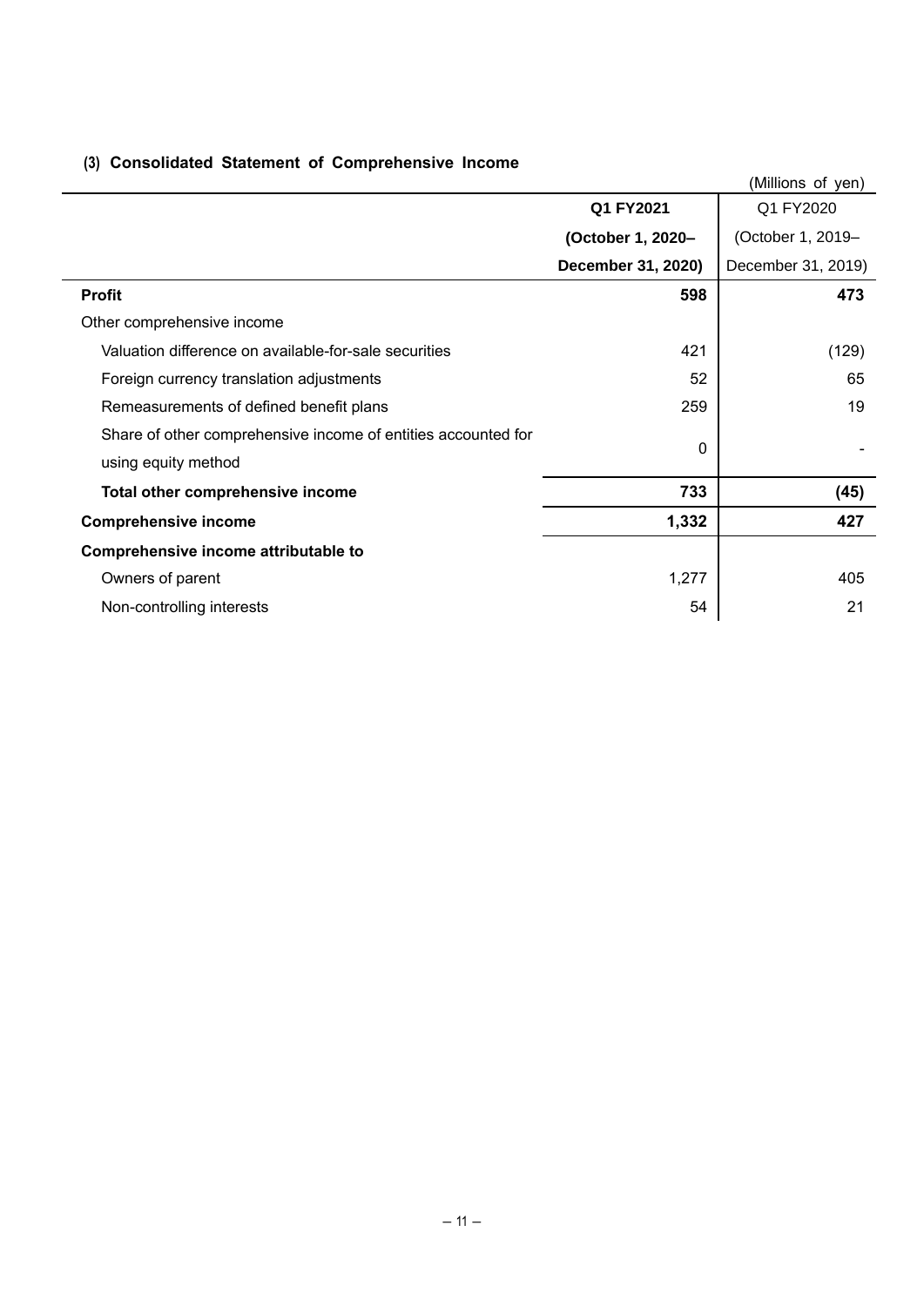### (3) Consolidated Statement of Comprehensive Income

(Millions of yen)

| | Q1 FY2021 (October 1, 2020– December 31, 2020) | Q1 FY2020 (October 1, 2019– December 31, 2019) |
|---|---|---|
| **Profit** | **598** | **473** |
| Other comprehensive income | | |
| Valuation difference on available-for-sale securities | 421 | (129) |
| Foreign currency translation adjustments | 52 | 65 |
| Remeasurements of defined benefit plans | 259 | 19 |
| Share of other comprehensive income of entities accounted for using equity method | 0 | - |
| **Total other comprehensive income** | **733** | **(45)** |
| **Comprehensive income** | **1,332** | **427** |
| **Comprehensive income attributable to** | | |
| Owners of parent | 1,277 | 405 |
| Non-controlling interests | 54 | 21 |